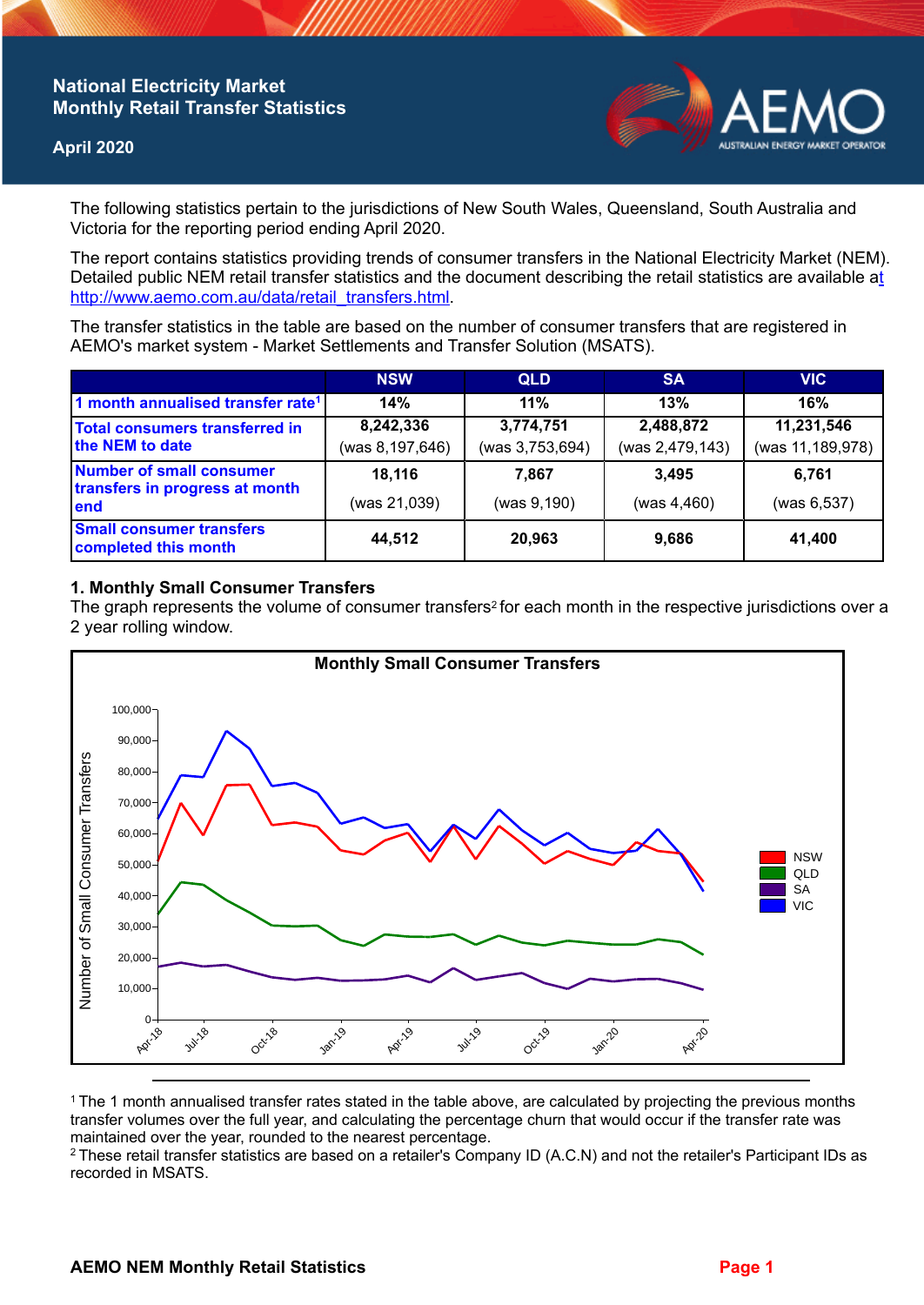# National Electricity Market Monthly Retail Transfer Statistics

April 2020

The following statistics pertain to the jurisdictions of New South Wales, Queensland, South Australia and Victoria for the reporting period ending April 2020.

The report contains statistics providing trends of consumer transfers in the National Electricity Market (NEM). Detailed public NEM retail transfer statistics and the document describing the retail statistics are available at http://www.aemo.com.au/data/retail_transfers.html.

The transfer statistics in the table are based on the number of consumer transfers that are registered in AEMO's market system - Market Settlements and Transfer Solution (MSATS).

| | NSW | QLD | SA | VIC |
|---|---|---|---|---|
| 1 month annualised transfer rate[1] | 14% | 11% | 13% | 16% |
| Total consumers transferred in the NEM to date | 8,242,336 (was 8,197,646) | 3,774,751 (was 3,753,694) | 2,488,872 (was 2,479,143) | 11,231,546 (was 11,189,978) |
| Number of small consumer transfers in progress at month end | 18,116 (was 21,039) | 7,867 (was 9,190) | 3,495 (was 4,460) | 6,761 (was 6,537) |
| Small consumer transfers completed this month | 44,512 | 20,963 | 9,686 | 41,400 |

## 1. Monthly Small Consumer Transfers

The graph represents the volume of consumer transfers[2] for each month in the respective jurisdictions over a 2 year rolling window.

[1] The 1 month annualised transfer rates stated in the table above, are calculated by projecting the previous months transfer volumes over the full year, and calculating the percentage churn that would occur if the transfer rate was maintained over the year, rounded to the nearest percentage.

[2] These retail transfer statistics are based on a retailer's Company ID (A.C.N) and not the retailer's Participant IDs as recorded in MSATS.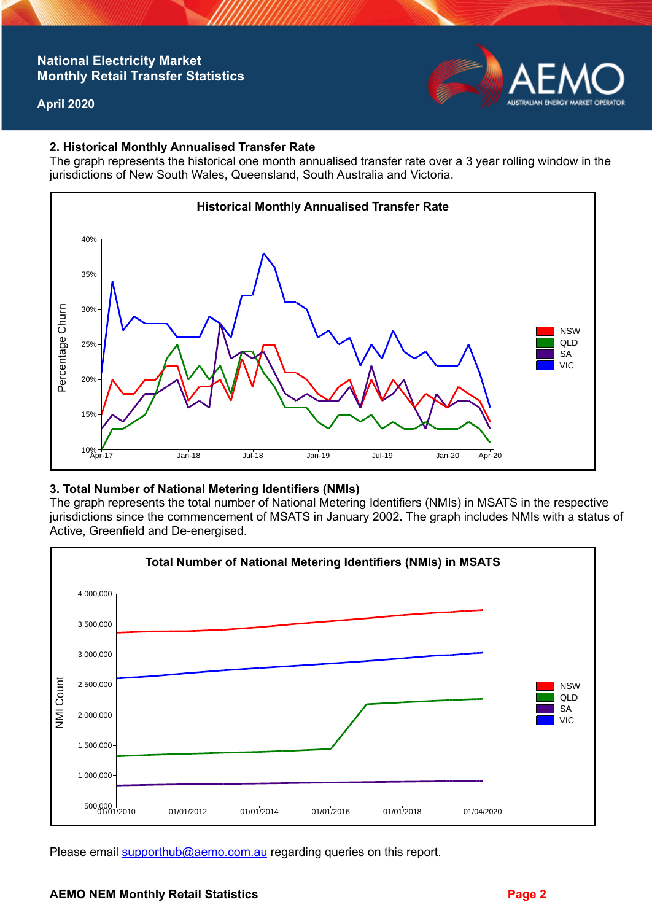## 2. Historical Monthly Annualised Transfer Rate

The graph represents the historical one month annualised transfer rate over a 3 year rolling window in the jurisdictions of New South Wales, Queensland, South Australia and Victoria.

**Historical Monthly Annualised Transfer Rate**

Percentage Churn

40%
35%
30%
25%
20%
15%
10%

Apr-17 Jan-18 Jul-18 Jan-19 Jul-19 Jan-20 Apr-20

NSW
QLD
SA
VIC

## 3. Total Number of National Metering Identifiers (NMIs)

The graph represents the total number of National Metering Identifiers (NMIs) in MSATS in the respective jurisdictions since the commencement of MSATS in January 2002. The graph includes NMIs with a status of Active, Greenfield and De-energised.

**Total Number of National Metering Identifiers (NMIs) in MSATS**

NMI Count

4,000,000
3,500,000
3,000,000
2,500,000
2,000,000
1,500,000
1,000,000
500,000

01/01/2010 01/01/2012 01/01/2014 01/01/2016 01/01/2018 01/04/2020

NSW
QLD
SA
VIC

Please email supporthub@aemo.com.au regarding queries on this report.